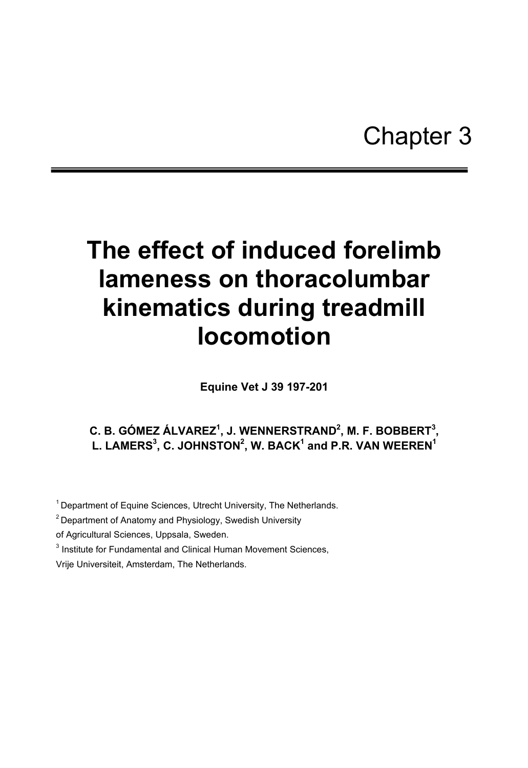# Chapter 3

# The effect of induced forelimb lameness on thoracolumbar kinematics during treadmill locomotion

**Equine Vet J 39 197-201**

**C. B. GÓMEZ ÁLVAREZ[1], J. WENNERSTRAND[2], M. F. BOBBERT[3], L. LAMERS[3], C. JOHNSTON[2], W. BACK[1] and P.R. VAN WEEREN[1]**

[1] Department of Equine Sciences, Utrecht University, The Netherlands.

[2] Department of Anatomy and Physiology, Swedish University of Agricultural Sciences, Uppsala, Sweden.

[3] Institute for Fundamental and Clinical Human Movement Sciences, Vrije Universiteit, Amsterdam, The Netherlands.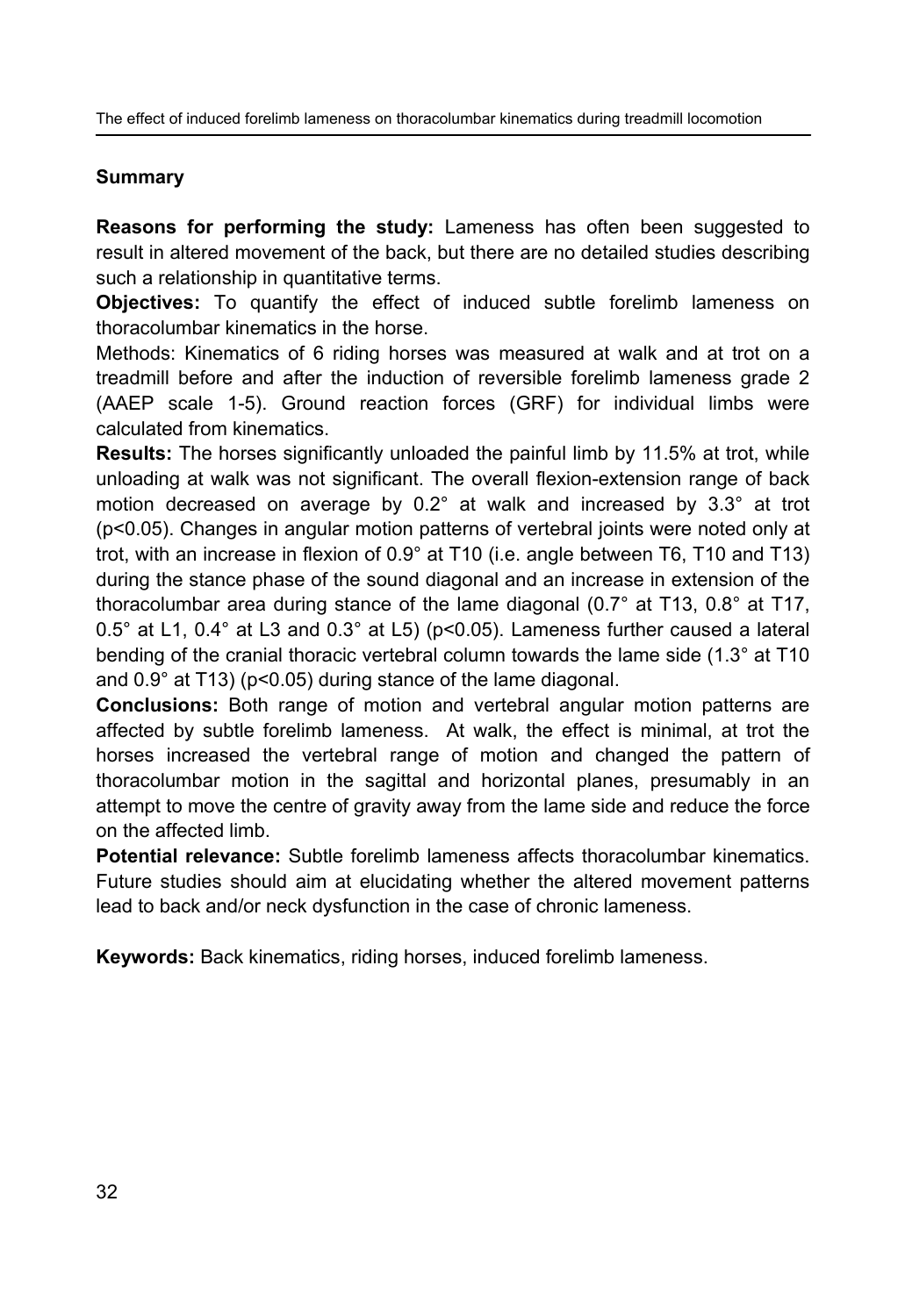## Summary

**Reasons for performing the study:** Lameness has often been suggested to result in altered movement of the back, but there are no detailed studies describing such a relationship in quantitative terms.

**Objectives:** To quantify the effect of induced subtle forelimb lameness on thoracolumbar kinematics in the horse.

Methods: Kinematics of 6 riding horses was measured at walk and at trot on a treadmill before and after the induction of reversible forelimb lameness grade 2 (AAEP scale 1-5). Ground reaction forces (GRF) for individual limbs were calculated from kinematics.

**Results:** The horses significantly unloaded the painful limb by 11.5% at trot, while unloading at walk was not significant. The overall flexion-extension range of back motion decreased on average by 0.2° at walk and increased by 3.3° at trot ($p<0.05$). Changes in angular motion patterns of vertebral joints were noted only at trot, with an increase in flexion of 0.9° at T10 (i.e. angle between T6, T10 and T13) during the stance phase of the sound diagonal and an increase in extension of the thoracolumbar area during stance of the lame diagonal (0.7° at T13, 0.8° at T17, 0.5° at L1, 0.4° at L3 and 0.3° at L5) ($p<0.05$). Lameness further caused a lateral bending of the cranial thoracic vertebral column towards the lame side (1.3° at T10 and 0.9° at T13) ($p<0.05$) during stance of the lame diagonal.

**Conclusions:** Both range of motion and vertebral angular motion patterns are affected by subtle forelimb lameness. At walk, the effect is minimal, at trot the horses increased the vertebral range of motion and changed the pattern of thoracolumbar motion in the sagittal and horizontal planes, presumably in an attempt to move the centre of gravity away from the lame side and reduce the force on the affected limb.

**Potential relevance:** Subtle forelimb lameness affects thoracolumbar kinematics. Future studies should aim at elucidating whether the altered movement patterns lead to back and/or neck dysfunction in the case of chronic lameness.

**Keywords:** Back kinematics, riding horses, induced forelimb lameness.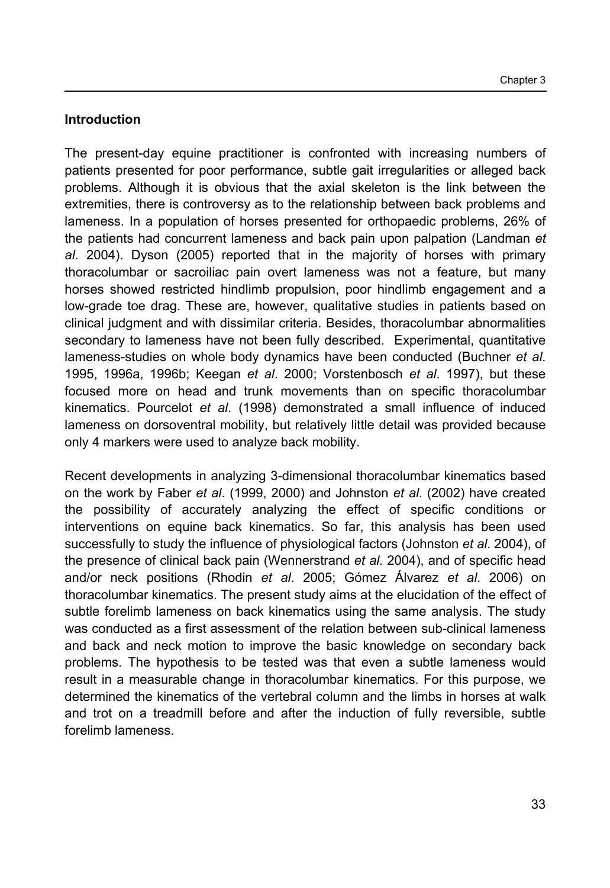## Introduction

The present-day equine practitioner is confronted with increasing numbers of patients presented for poor performance, subtle gait irregularities or alleged back problems. Although it is obvious that the axial skeleton is the link between the extremities, there is controversy as to the relationship between back problems and lameness. In a population of horses presented for orthopaedic problems, 26% of the patients had concurrent lameness and back pain upon palpation (Landman *et al*. 2004). Dyson (2005) reported that in the majority of horses with primary thoracolumbar or sacroiliac pain overt lameness was not a feature, but many horses showed restricted hindlimb propulsion, poor hindlimb engagement and a low-grade toe drag. These are, however, qualitative studies in patients based on clinical judgment and with dissimilar criteria. Besides, thoracolumbar abnormalities secondary to lameness have not been fully described. Experimental, quantitative lameness-studies on whole body dynamics have been conducted (Buchner *et al*. 1995, 1996a, 1996b; Keegan *et al*. 2000; Vorstenbosch *et al*. 1997), but these focused more on head and trunk movements than on specific thoracolumbar kinematics. Pourcelot *et al*. (1998) demonstrated a small influence of induced lameness on dorsoventral mobility, but relatively little detail was provided because only 4 markers were used to analyze back mobility.

Recent developments in analyzing 3-dimensional thoracolumbar kinematics based on the work by Faber *et al*. (1999, 2000) and Johnston *et al*. (2002) have created the possibility of accurately analyzing the effect of specific conditions or interventions on equine back kinematics. So far, this analysis has been used successfully to study the influence of physiological factors (Johnston *et al*. 2004), of the presence of clinical back pain (Wennerstrand *et al*. 2004), and of specific head and/or neck positions (Rhodin *et al*. 2005; Gómez Álvarez *et al*. 2006) on thoracolumbar kinematics. The present study aims at the elucidation of the effect of subtle forelimb lameness on back kinematics using the same analysis. The study was conducted as a first assessment of the relation between sub-clinical lameness and back and neck motion to improve the basic knowledge on secondary back problems. The hypothesis to be tested was that even a subtle lameness would result in a measurable change in thoracolumbar kinematics. For this purpose, we determined the kinematics of the vertebral column and the limbs in horses at walk and trot on a treadmill before and after the induction of fully reversible, subtle forelimb lameness.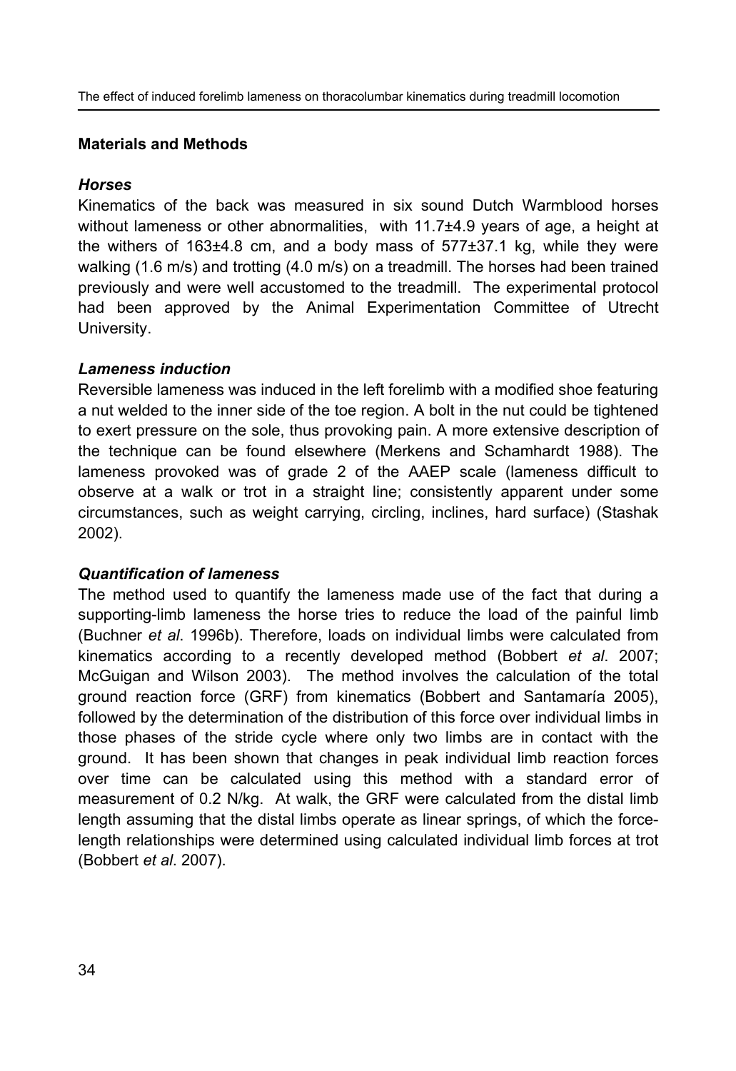## Materials and Methods

### *Horses*

Kinematics of the back was measured in six sound Dutch Warmblood horses without lameness or other abnormalities, with 11.7±4.9 years of age, a height at the withers of 163±4.8 cm, and a body mass of 577±37.1 kg, while they were walking (1.6 m/s) and trotting (4.0 m/s) on a treadmill. The horses had been trained previously and were well accustomed to the treadmill. The experimental protocol had been approved by the Animal Experimentation Committee of Utrecht University.

### *Lameness induction*

Reversible lameness was induced in the left forelimb with a modified shoe featuring a nut welded to the inner side of the toe region. A bolt in the nut could be tightened to exert pressure on the sole, thus provoking pain. A more extensive description of the technique can be found elsewhere (Merkens and Schamhardt 1988). The lameness provoked was of grade 2 of the AAEP scale (lameness difficult to observe at a walk or trot in a straight line; consistently apparent under some circumstances, such as weight carrying, circling, inclines, hard surface) (Stashak 2002).

### *Quantification of lameness*

The method used to quantify the lameness made use of the fact that during a supporting-limb lameness the horse tries to reduce the load of the painful limb (Buchner *et al*. 1996b). Therefore, loads on individual limbs were calculated from kinematics according to a recently developed method (Bobbert *et al*. 2007; McGuigan and Wilson 2003). The method involves the calculation of the total ground reaction force (GRF) from kinematics (Bobbert and Santamaría 2005), followed by the determination of the distribution of this force over individual limbs in those phases of the stride cycle where only two limbs are in contact with the ground. It has been shown that changes in peak individual limb reaction forces over time can be calculated using this method with a standard error of measurement of 0.2 N/kg. At walk, the GRF were calculated from the distal limb length assuming that the distal limbs operate as linear springs, of which the force-length relationships were determined using calculated individual limb forces at trot (Bobbert *et al*. 2007).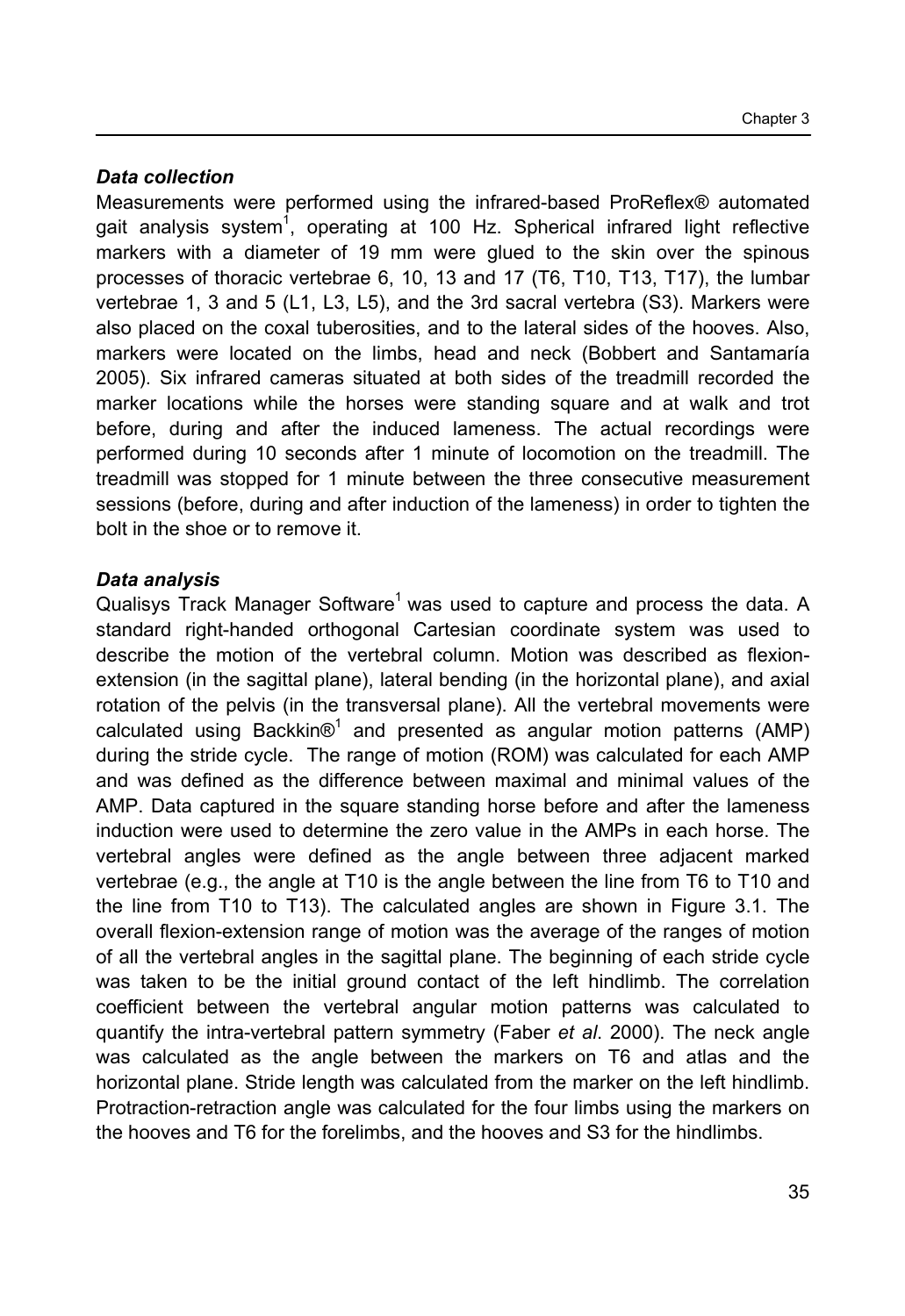### *Data collection*

Measurements were performed using the infrared-based ProReflex® automated gait analysis system[1], operating at 100 Hz. Spherical infrared light reflective markers with a diameter of 19 mm were glued to the skin over the spinous processes of thoracic vertebrae 6, 10, 13 and 17 (T6, T10, T13, T17), the lumbar vertebrae 1, 3 and 5 (L1, L3, L5), and the 3rd sacral vertebra (S3). Markers were also placed on the coxal tuberosities, and to the lateral sides of the hooves. Also, markers were located on the limbs, head and neck (Bobbert and Santamaría 2005). Six infrared cameras situated at both sides of the treadmill recorded the marker locations while the horses were standing square and at walk and trot before, during and after the induced lameness. The actual recordings were performed during 10 seconds after 1 minute of locomotion on the treadmill. The treadmill was stopped for 1 minute between the three consecutive measurement sessions (before, during and after induction of the lameness) in order to tighten the bolt in the shoe or to remove it.

### *Data analysis*

Qualisys Track Manager Software[1] was used to capture and process the data. A standard right-handed orthogonal Cartesian coordinate system was used to describe the motion of the vertebral column. Motion was described as flexion-extension (in the sagittal plane), lateral bending (in the horizontal plane), and axial rotation of the pelvis (in the transversal plane). All the vertebral movements were calculated using Backkin®[1] and presented as angular motion patterns (AMP) during the stride cycle. The range of motion (ROM) was calculated for each AMP and was defined as the difference between maximal and minimal values of the AMP. Data captured in the square standing horse before and after the lameness induction were used to determine the zero value in the AMPs in each horse. The vertebral angles were defined as the angle between three adjacent marked vertebrae (e.g., the angle at T10 is the angle between the line from T6 to T10 and the line from T10 to T13). The calculated angles are shown in Figure 3.1. The overall flexion-extension range of motion was the average of the ranges of motion of all the vertebral angles in the sagittal plane. The beginning of each stride cycle was taken to be the initial ground contact of the left hindlimb. The correlation coefficient between the vertebral angular motion patterns was calculated to quantify the intra-vertebral pattern symmetry (Faber *et al*. 2000). The neck angle was calculated as the angle between the markers on T6 and atlas and the horizontal plane. Stride length was calculated from the marker on the left hindlimb. Protraction-retraction angle was calculated for the four limbs using the markers on the hooves and T6 for the forelimbs, and the hooves and S3 for the hindlimbs.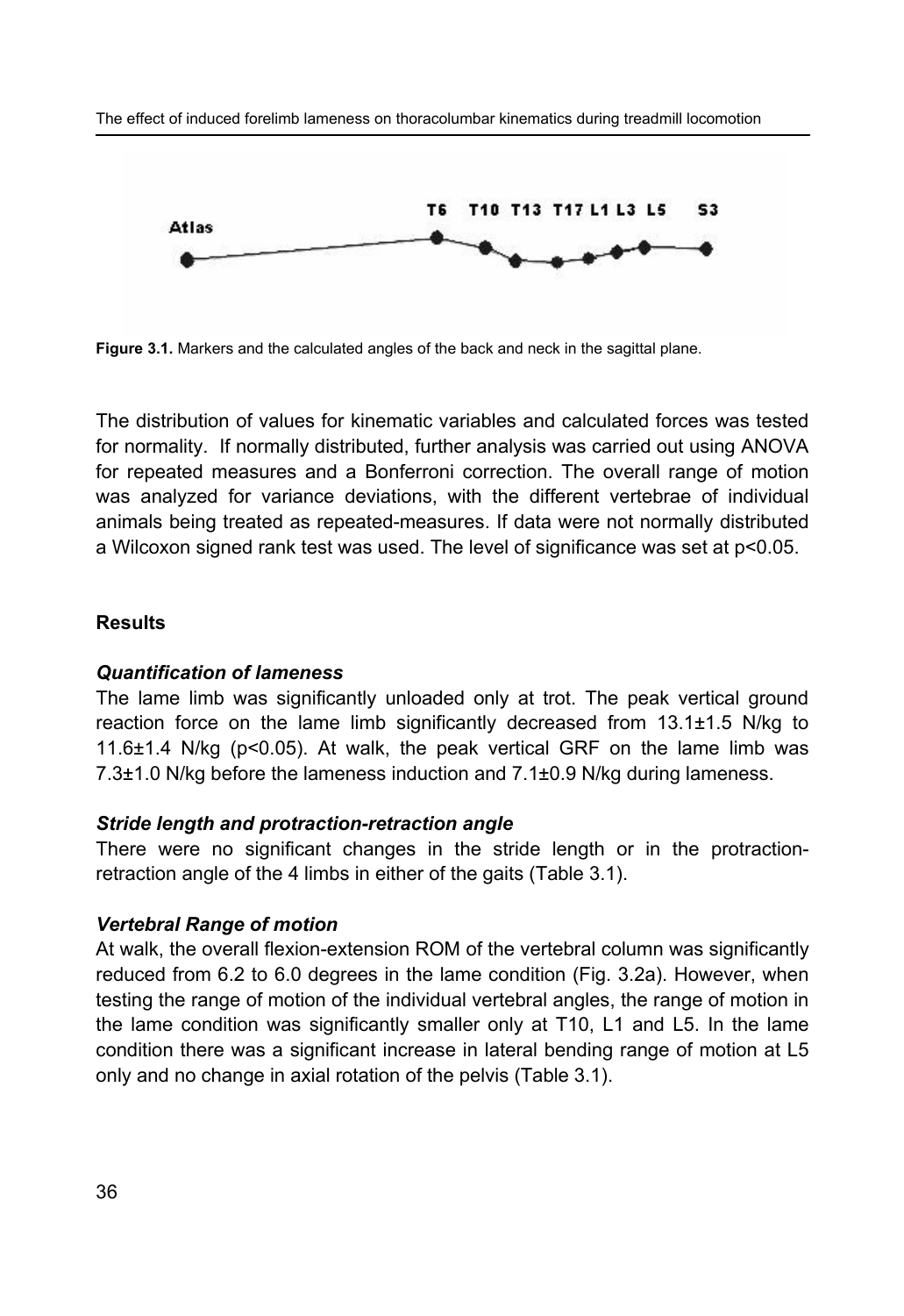Figure 3.1. Markers and the calculated angles of the back and neck in the sagittal plane.

The distribution of values for kinematic variables and calculated forces was tested for normality. If normally distributed, further analysis was carried out using ANOVA for repeated measures and a Bonferroni correction. The overall range of motion was analyzed for variance deviations, with the different vertebrae of individual animals being treated as repeated-measures. If data were not normally distributed a Wilcoxon signed rank test was used. The level of significance was set at $p<0.05$.

## Results

### *Quantification of lameness*

The lame limb was significantly unloaded only at trot. The peak vertical ground reaction force on the lame limb significantly decreased from 13.1±1.5 N/kg to 11.6±1.4 N/kg ($p<0.05$). At walk, the peak vertical GRF on the lame limb was 7.3±1.0 N/kg before the lameness induction and 7.1±0.9 N/kg during lameness.

### *Stride length and protraction-retraction angle*

There were no significant changes in the stride length or in the protraction-retraction angle of the 4 limbs in either of the gaits (Table 3.1).

### *Vertebral Range of motion*

At walk, the overall flexion-extension ROM of the vertebral column was significantly reduced from 6.2 to 6.0 degrees in the lame condition (Fig. 3.2a). However, when testing the range of motion of the individual vertebral angles, the range of motion in the lame condition was significantly smaller only at T10, L1 and L5. In the lame condition there was a significant increase in lateral bending range of motion at L5 only and no change in axial rotation of the pelvis (Table 3.1).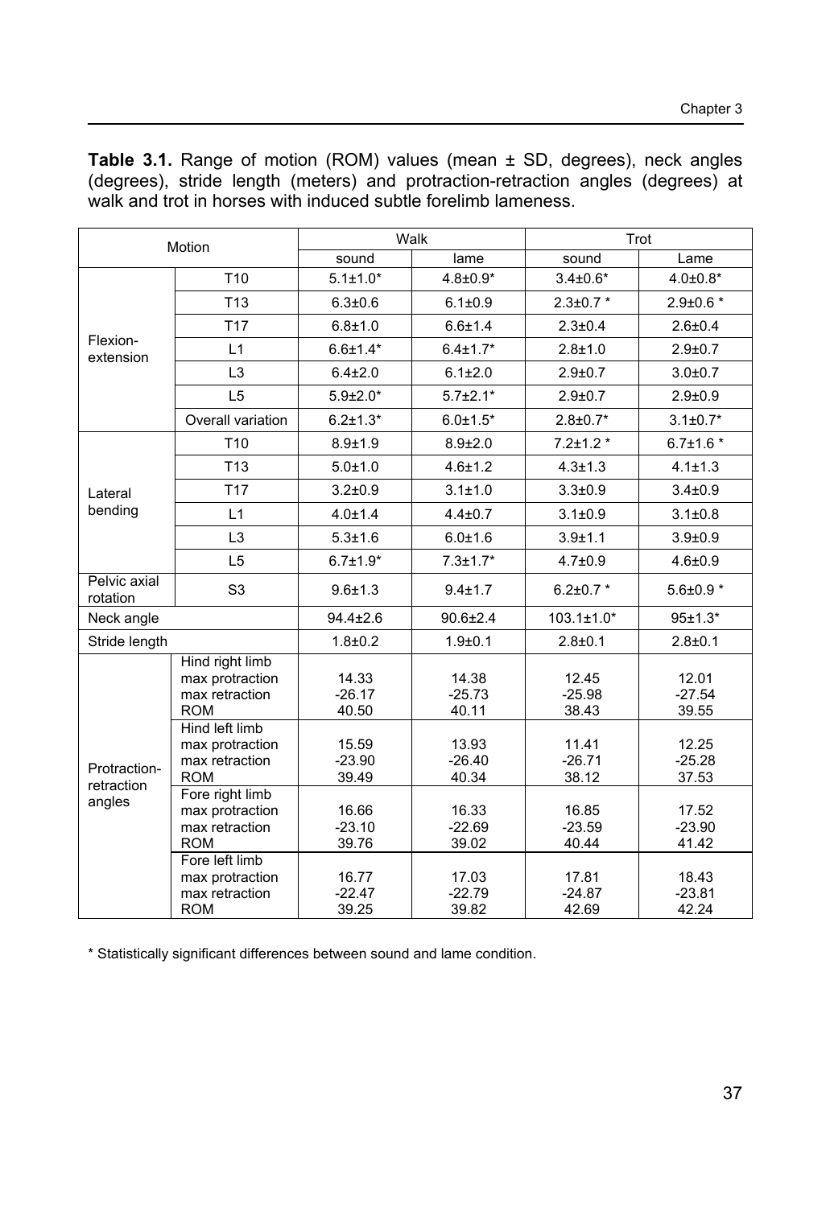**Table 3.1.** Range of motion (ROM) values (mean ± SD, degrees), neck angles (degrees), stride length (meters) and protraction-retraction angles (degrees) at walk and trot in horses with induced subtle forelimb lameness.

| Motion | | Walk | | Trot | |
|---|---|---|---|---|---|
| | | sound | lame | sound | Lame |
| Flexion-extension | T10 | 5.1±1.0* | 4.8±0.9* | 3.4±0.6* | 4.0±0.8* |
| | T13 | 6.3±0.6 | 6.1±0.9 | 2.3±0.7 * | 2.9±0.6 * |
| | T17 | 6.8±1.0 | 6.6±1.4 | 2.3±0.4 | 2.6±0.4 |
| | L1 | 6.6±1.4* | 6.4±1.7* | 2.8±1.0 | 2.9±0.7 |
| | L3 | 6.4±2.0 | 6.1±2.0 | 2.9±0.7 | 3.0±0.7 |
| | L5 | 5.9±2.0* | 5.7±2.1* | 2.9±0.7 | 2.9±0.9 |
| | Overall variation | 6.2±1.3* | 6.0±1.5* | 2.8±0.7* | 3.1±0.7* |
| Lateral bending | T10 | 8.9±1.9 | 8.9±2.0 | 7.2±1.2 * | 6.7±1.6 * |
| | T13 | 5.0±1.0 | 4.6±1.2 | 4.3±1.3 | 4.1±1.3 |
| | T17 | 3.2±0.9 | 3.1±1.0 | 3.3±0.9 | 3.4±0.9 |
| | L1 | 4.0±1.4 | 4.4±0.7 | 3.1±0.9 | 3.1±0.8 |
| | L3 | 5.3±1.6 | 6.0±1.6 | 3.9±1.1 | 3.9±0.9 |
| | L5 | 6.7±1.9* | 7.3±1.7* | 4.7±0.9 | 4.6±0.9 |
| Pelvic axial rotation | S3 | 9.6±1.3 | 9.4±1.7 | 6.2±0.7 * | 5.6±0.9 * |
| Neck angle | | 94.4±2.6 | 90.6±2.4 | 103.1±1.0* | 95±1.3* |
| Stride length | | 1.8±0.2 | 1.9±0.1 | 2.8±0.1 | 2.8±0.1 |
| Protraction-retraction angles | Hind right limb | | | | |
| | max protraction | 14.33 | 14.38 | 12.45 | 12.01 |
| | max retraction | -26.17 | -25.73 | -25.98 | -27.54 |
| | ROM | 40.50 | 40.11 | 38.43 | 39.55 |
| | Hind left limb | | | | |
| | max protraction | 15.59 | 13.93 | 11.41 | 12.25 |
| | max retraction | -23.90 | -26.40 | -26.71 | -25.28 |
| | ROM | 39.49 | 40.34 | 38.12 | 37.53 |
| | Fore right limb | | | | |
| | max protraction | 16.66 | 16.33 | 16.85 | 17.52 |
| | max retraction | -23.10 | -22.69 | -23.59 | -23.90 |
| | ROM | 39.76 | 39.02 | 40.44 | 41.42 |
| | Fore left limb | | | | |
| | max protraction | 16.77 | 17.03 | 17.81 | 18.43 |
| | max retraction | -22.47 | -22.79 | -24.87 | -23.81 |
| | ROM | 39.25 | 39.82 | 42.69 | 42.24 |

* Statistically significant differences between sound and lame condition.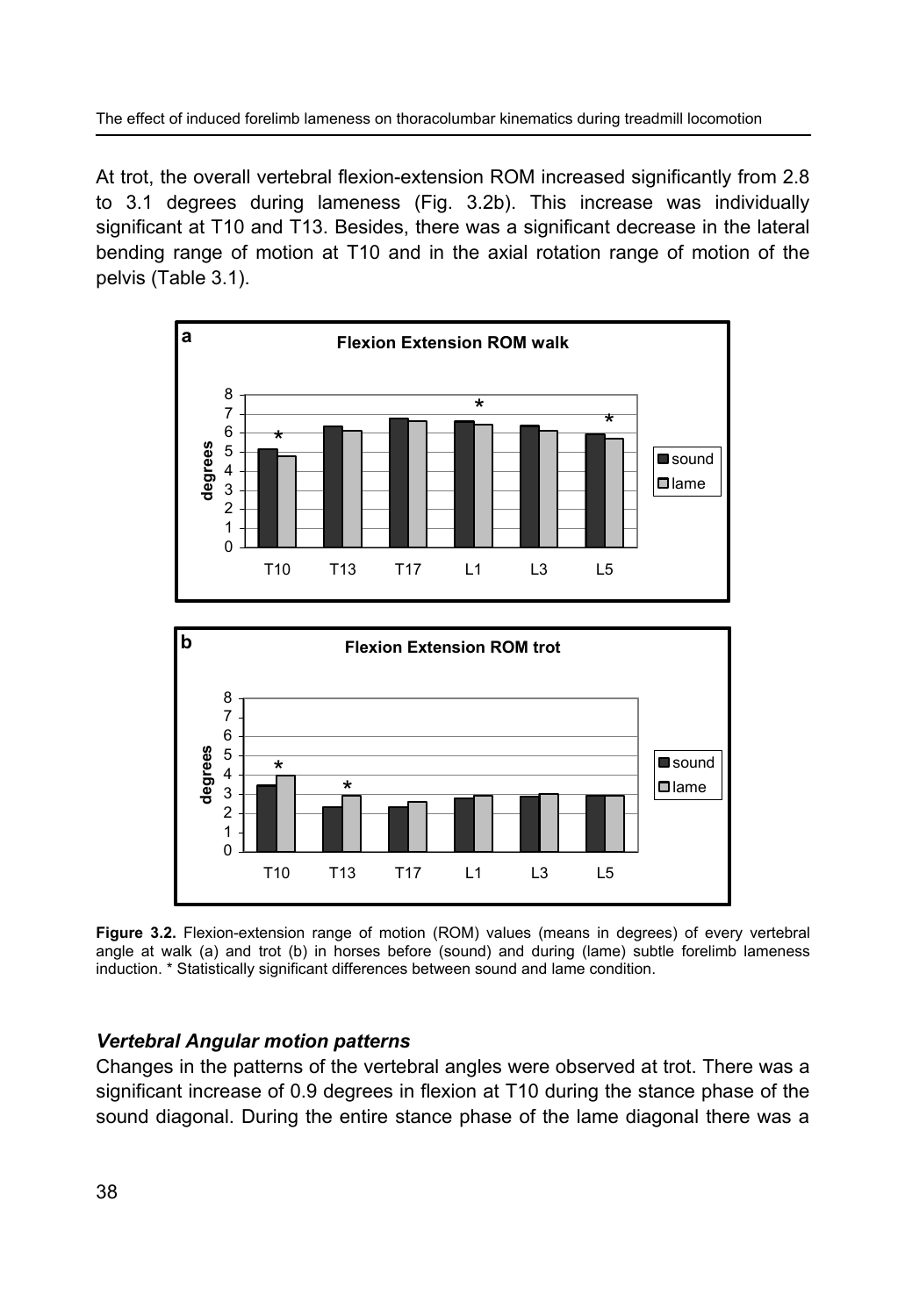At trot, the overall vertebral flexion-extension ROM increased significantly from 2.8 to 3.1 degrees during lameness (Fig. 3.2b). This increase was individually significant at T10 and T13. Besides, there was a significant decrease in the lateral bending range of motion at T10 and in the axial rotation range of motion of the pelvis (Table 3.1).

**Figure 3.2.** Flexion-extension range of motion (ROM) values (means in degrees) of every vertebral angle at walk (a) and trot (b) in horses before (sound) and during (lame) subtle forelimb lameness induction. * Statistically significant differences between sound and lame condition.

### *Vertebral Angular motion patterns*

Changes in the patterns of the vertebral angles were observed at trot. There was a significant increase of 0.9 degrees in flexion at T10 during the stance phase of the sound diagonal. During the entire stance phase of the lame diagonal there was a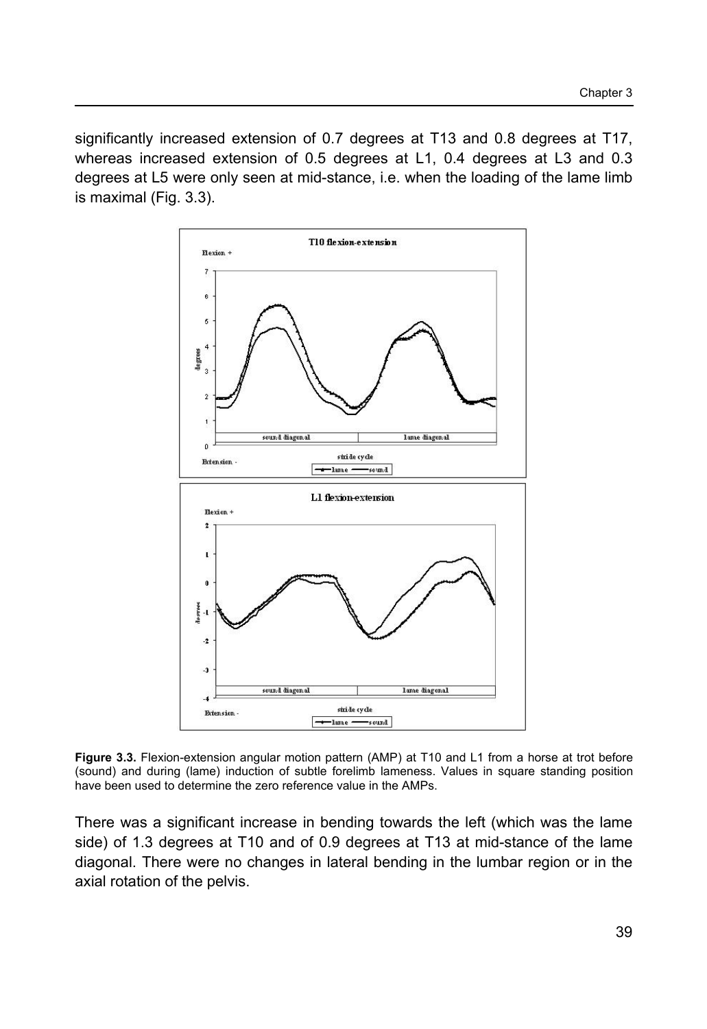significantly increased extension of 0.7 degrees at T13 and 0.8 degrees at T17, whereas increased extension of 0.5 degrees at L1, 0.4 degrees at L3 and 0.3 degrees at L5 were only seen at mid-stance, i.e. when the loading of the lame limb is maximal (Fig. 3.3).

**Figure 3.3.** Flexion-extension angular motion pattern (AMP) at T10 and L1 from a horse at trot before (sound) and during (lame) induction of subtle forelimb lameness. Values in square standing position have been used to determine the zero reference value in the AMPs.

There was a significant increase in bending towards the left (which was the lame side) of 1.3 degrees at T10 and of 0.9 degrees at T13 at mid-stance of the lame diagonal. There were no changes in lateral bending in the lumbar region or in the axial rotation of the pelvis.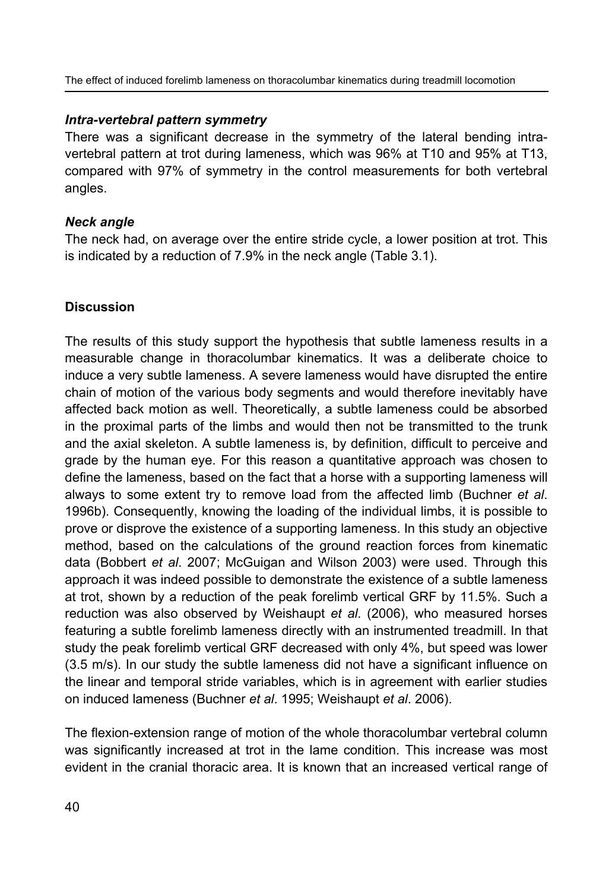### *Intra-vertebral pattern symmetry*

There was a significant decrease in the symmetry of the lateral bending intra-vertebral pattern at trot during lameness, which was 96% at T10 and 95% at T13, compared with 97% of symmetry in the control measurements for both vertebral angles.

### *Neck angle*

The neck had, on average over the entire stride cycle, a lower position at trot. This is indicated by a reduction of 7.9% in the neck angle (Table 3.1).

## **Discussion**

The results of this study support the hypothesis that subtle lameness results in a measurable change in thoracolumbar kinematics. It was a deliberate choice to induce a very subtle lameness. A severe lameness would have disrupted the entire chain of motion of the various body segments and would therefore inevitably have affected back motion as well. Theoretically, a subtle lameness could be absorbed in the proximal parts of the limbs and would then not be transmitted to the trunk and the axial skeleton. A subtle lameness is, by definition, difficult to perceive and grade by the human eye. For this reason a quantitative approach was chosen to define the lameness, based on the fact that a horse with a supporting lameness will always to some extent try to remove load from the affected limb (Buchner *et al*. 1996b). Consequently, knowing the loading of the individual limbs, it is possible to prove or disprove the existence of a supporting lameness. In this study an objective method, based on the calculations of the ground reaction forces from kinematic data (Bobbert *et al*. 2007; McGuigan and Wilson 2003) were used. Through this approach it was indeed possible to demonstrate the existence of a subtle lameness at trot, shown by a reduction of the peak forelimb vertical GRF by 11.5%. Such a reduction was also observed by Weishaupt *et al*. (2006), who measured horses featuring a subtle forelimb lameness directly with an instrumented treadmill. In that study the peak forelimb vertical GRF decreased with only 4%, but speed was lower (3.5 m/s). In our study the subtle lameness did not have a significant influence on the linear and temporal stride variables, which is in agreement with earlier studies on induced lameness (Buchner *et al*. 1995; Weishaupt *et al*. 2006).

The flexion-extension range of motion of the whole thoracolumbar vertebral column was significantly increased at trot in the lame condition. This increase was most evident in the cranial thoracic area. It is known that an increased vertical range of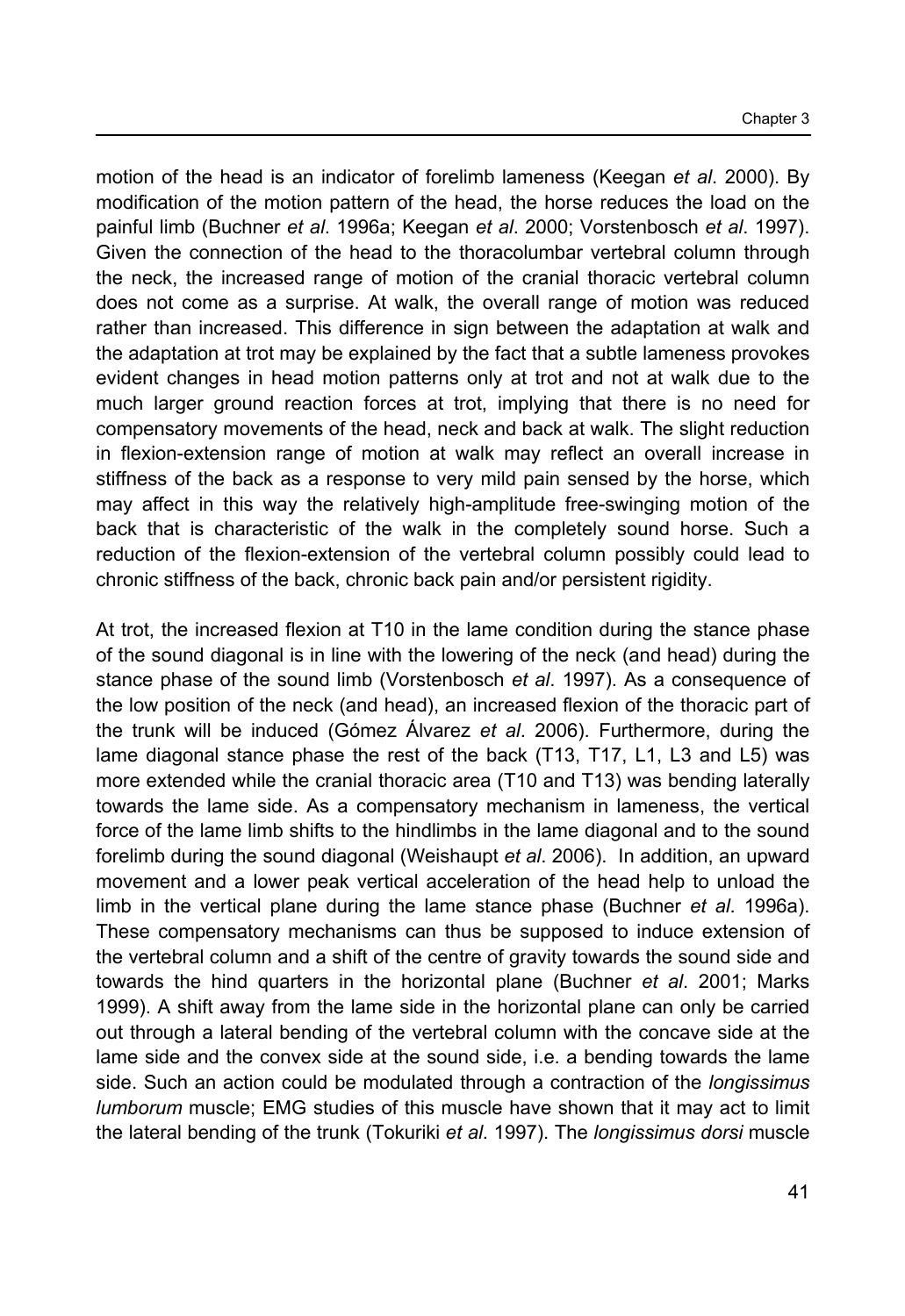motion of the head is an indicator of forelimb lameness (Keegan *et al*. 2000). By modification of the motion pattern of the head, the horse reduces the load on the painful limb (Buchner *et al*. 1996a; Keegan *et al*. 2000; Vorstenbosch *et al*. 1997). Given the connection of the head to the thoracolumbar vertebral column through the neck, the increased range of motion of the cranial thoracic vertebral column does not come as a surprise. At walk, the overall range of motion was reduced rather than increased. This difference in sign between the adaptation at walk and the adaptation at trot may be explained by the fact that a subtle lameness provokes evident changes in head motion patterns only at trot and not at walk due to the much larger ground reaction forces at trot, implying that there is no need for compensatory movements of the head, neck and back at walk. The slight reduction in flexion-extension range of motion at walk may reflect an overall increase in stiffness of the back as a response to very mild pain sensed by the horse, which may affect in this way the relatively high-amplitude free-swinging motion of the back that is characteristic of the walk in the completely sound horse. Such a reduction of the flexion-extension of the vertebral column possibly could lead to chronic stiffness of the back, chronic back pain and/or persistent rigidity.

At trot, the increased flexion at T10 in the lame condition during the stance phase of the sound diagonal is in line with the lowering of the neck (and head) during the stance phase of the sound limb (Vorstenbosch *et al*. 1997). As a consequence of the low position of the neck (and head), an increased flexion of the thoracic part of the trunk will be induced (Gómez Álvarez *et al*. 2006). Furthermore, during the lame diagonal stance phase the rest of the back (T13, T17, L1, L3 and L5) was more extended while the cranial thoracic area (T10 and T13) was bending laterally towards the lame side. As a compensatory mechanism in lameness, the vertical force of the lame limb shifts to the hindlimbs in the lame diagonal and to the sound forelimb during the sound diagonal (Weishaupt *et al*. 2006). In addition, an upward movement and a lower peak vertical acceleration of the head help to unload the limb in the vertical plane during the lame stance phase (Buchner *et al*. 1996a). These compensatory mechanisms can thus be supposed to induce extension of the vertebral column and a shift of the centre of gravity towards the sound side and towards the hind quarters in the horizontal plane (Buchner *et al*. 2001; Marks 1999). A shift away from the lame side in the horizontal plane can only be carried out through a lateral bending of the vertebral column with the concave side at the lame side and the convex side at the sound side, i.e. a bending towards the lame side. Such an action could be modulated through a contraction of the *longissimus lumborum* muscle; EMG studies of this muscle have shown that it may act to limit the lateral bending of the trunk (Tokuriki *et al*. 1997). The *longissimus dorsi* muscle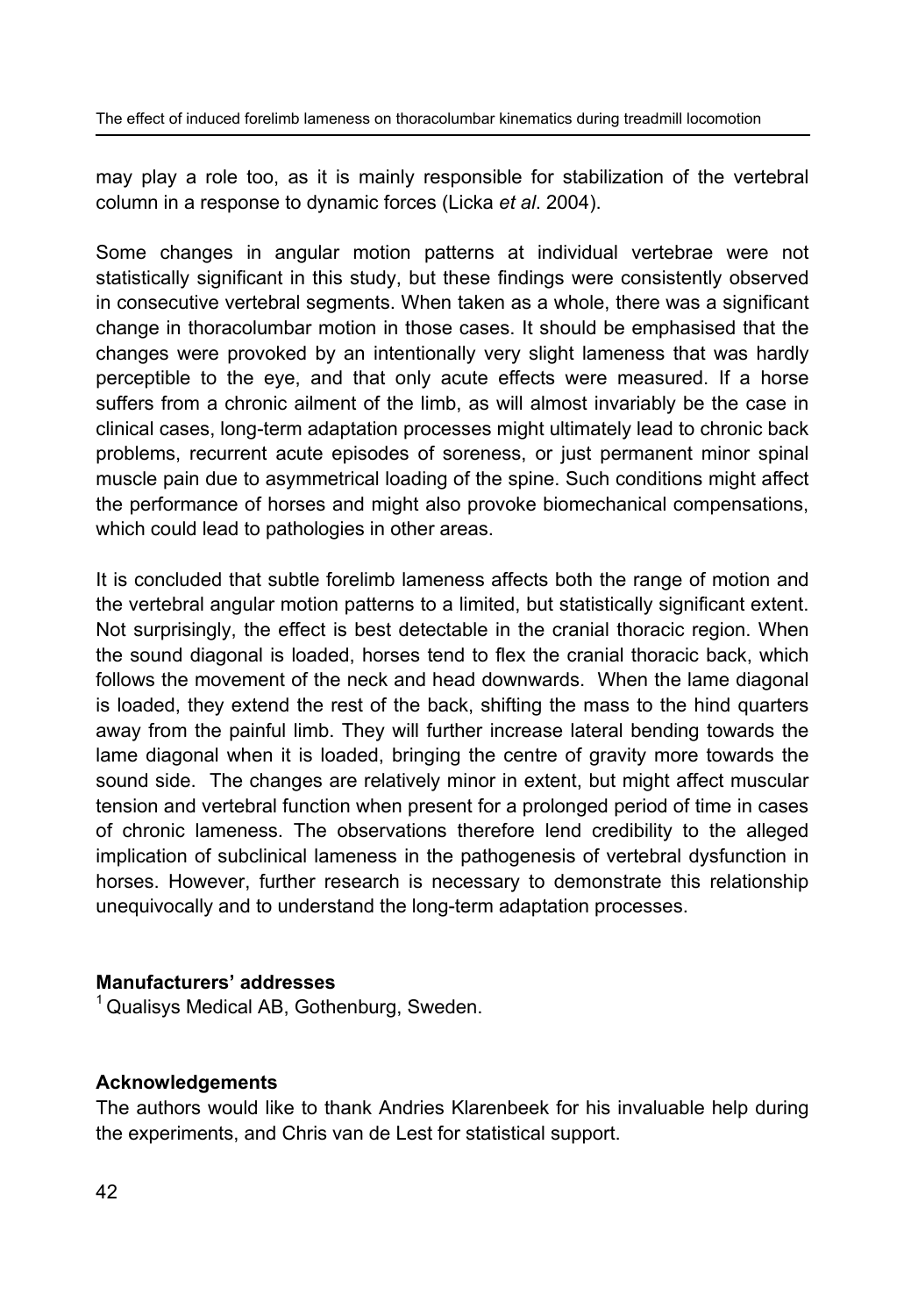may play a role too, as it is mainly responsible for stabilization of the vertebral column in a response to dynamic forces (Licka *et al*. 2004).

Some changes in angular motion patterns at individual vertebrae were not statistically significant in this study, but these findings were consistently observed in consecutive vertebral segments. When taken as a whole, there was a significant change in thoracolumbar motion in those cases. It should be emphasised that the changes were provoked by an intentionally very slight lameness that was hardly perceptible to the eye, and that only acute effects were measured. If a horse suffers from a chronic ailment of the limb, as will almost invariably be the case in clinical cases, long-term adaptation processes might ultimately lead to chronic back problems, recurrent acute episodes of soreness, or just permanent minor spinal muscle pain due to asymmetrical loading of the spine. Such conditions might affect the performance of horses and might also provoke biomechanical compensations, which could lead to pathologies in other areas.

It is concluded that subtle forelimb lameness affects both the range of motion and the vertebral angular motion patterns to a limited, but statistically significant extent. Not surprisingly, the effect is best detectable in the cranial thoracic region. When the sound diagonal is loaded, horses tend to flex the cranial thoracic back, which follows the movement of the neck and head downwards. When the lame diagonal is loaded, they extend the rest of the back, shifting the mass to the hind quarters away from the painful limb. They will further increase lateral bending towards the lame diagonal when it is loaded, bringing the centre of gravity more towards the sound side. The changes are relatively minor in extent, but might affect muscular tension and vertebral function when present for a prolonged period of time in cases of chronic lameness. The observations therefore lend credibility to the alleged implication of subclinical lameness in the pathogenesis of vertebral dysfunction in horses. However, further research is necessary to demonstrate this relationship unequivocally and to understand the long-term adaptation processes.

**Manufacturers' addresses**

[1] Qualisys Medical AB, Gothenburg, Sweden.

**Acknowledgements**

The authors would like to thank Andries Klarenbeek for his invaluable help during the experiments, and Chris van de Lest for statistical support.